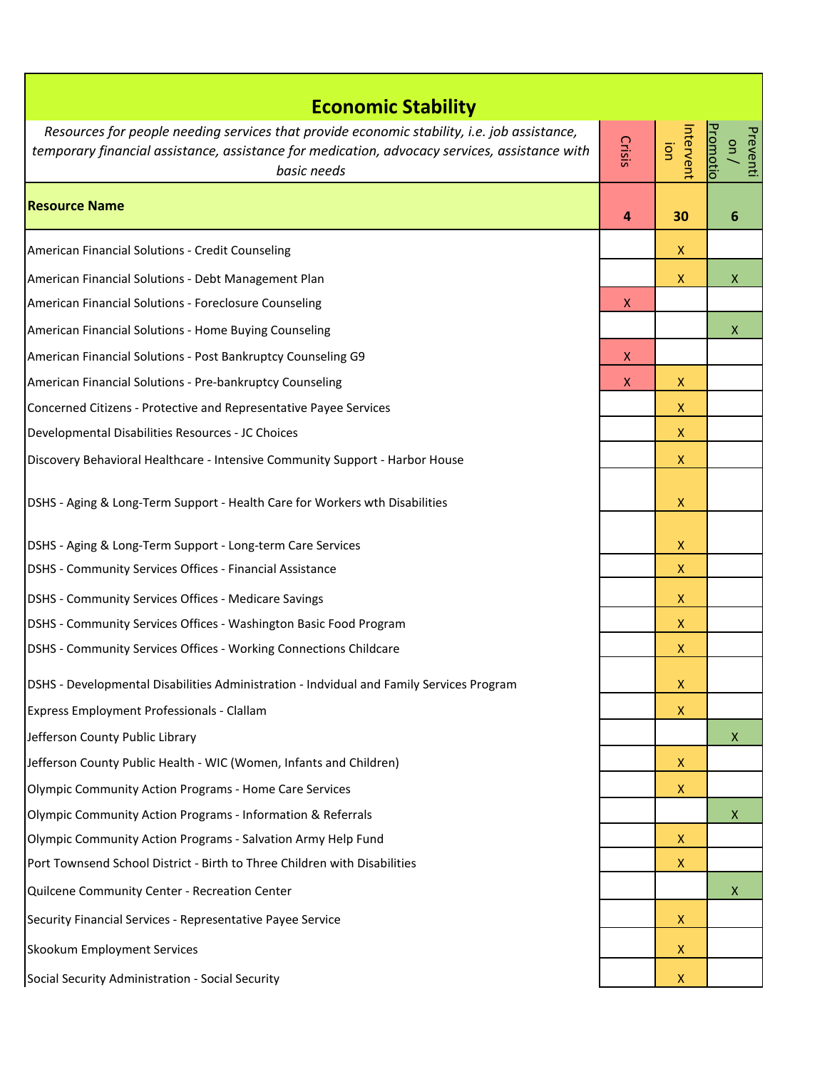# Economic Stability

*Resources for people needing services that provide economic stability, i.e. job assistance, temporary financial assistance, assistance for medication, advocacy services, assistance with basic needs*

| Resource Name | Crisis | Intervention | Prevention / Promotion |
|---|---|---|---|
| | 4 | 30 | 6 |
| American Financial Solutions - Credit Counseling | | X | |
| American Financial Solutions - Debt Management Plan | | X | X |
| American Financial Solutions - Foreclosure Counseling | X | | |
| American Financial Solutions - Home Buying Counseling | | | X |
| American Financial Solutions - Post Bankruptcy Counseling G9 | X | | |
| American Financial Solutions - Pre-bankruptcy Counseling | X | X | |
| Concerned Citizens - Protective and Representative Payee Services | | X | |
| Developmental Disabilities Resources - JC Choices | | X | |
| Discovery Behavioral Healthcare - Intensive Community Support - Harbor House | | X | |
| DSHS - Aging & Long-Term Support - Health Care for Workers wth Disabilities | | X | |
| DSHS - Aging & Long-Term Support - Long-term Care Services | | X | |
| DSHS - Community Services Offices - Financial Assistance | | X | |
| DSHS - Community Services Offices - Medicare Savings | | X | |
| DSHS - Community Services Offices - Washington Basic Food Program | | X | |
| DSHS - Community Services Offices - Working Connections Childcare | | X | |
| DSHS - Developmental Disabilities Administration - Indvidual and Family Services Program | | X | |
| Express Employment Professionals - Clallam | | X | |
| Jefferson County Public Library | | | X |
| Jefferson County Public Health - WIC (Women, Infants and Children) | | X | |
| Olympic Community Action Programs - Home Care Services | | X | |
| Olympic Community Action Programs - Information & Referrals | | | X |
| Olympic Community Action Programs - Salvation Army Help Fund | | X | |
| Port Townsend School District - Birth to Three Children with Disabilities | | X | |
| Quilcene Community Center - Recreation Center | | | X |
| Security Financial Services - Representative Payee Service | | X | |
| Skookum Employment Services | | X | |
| Social Security Administration - Social Security | | X | |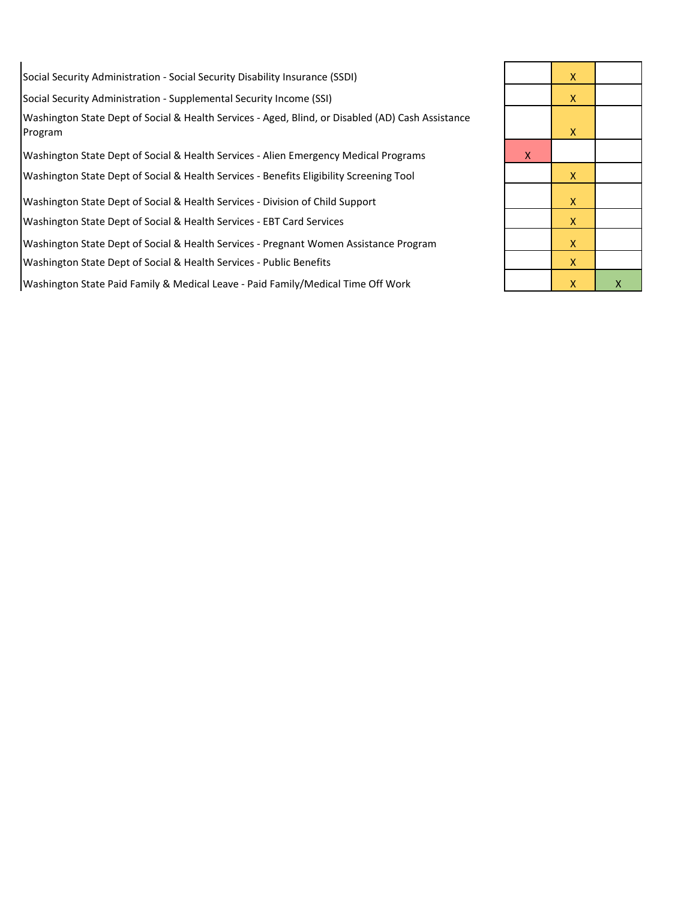| | | | |
|---|---|---|---|
| Social Security Administration - Social Security Disability Insurance (SSDI) | | X | |
| Social Security Administration - Supplemental Security Income (SSI) | | X | |
| Washington State Dept of Social & Health Services - Aged, Blind, or Disabled (AD) Cash Assistance Program | | X | |
| Washington State Dept of Social & Health Services - Alien Emergency Medical Programs | X | | |
| Washington State Dept of Social & Health Services - Benefits Eligibility Screening Tool | | X | |
| Washington State Dept of Social & Health Services - Division of Child Support | | X | |
| Washington State Dept of Social & Health Services - EBT Card Services | | X | |
| Washington State Dept of Social & Health Services - Pregnant Women Assistance Program | | X | |
| Washington State Dept of Social & Health Services - Public Benefits | | X | |
| Washington State Paid Family & Medical Leave - Paid Family/Medical Time Off Work | | X | X |